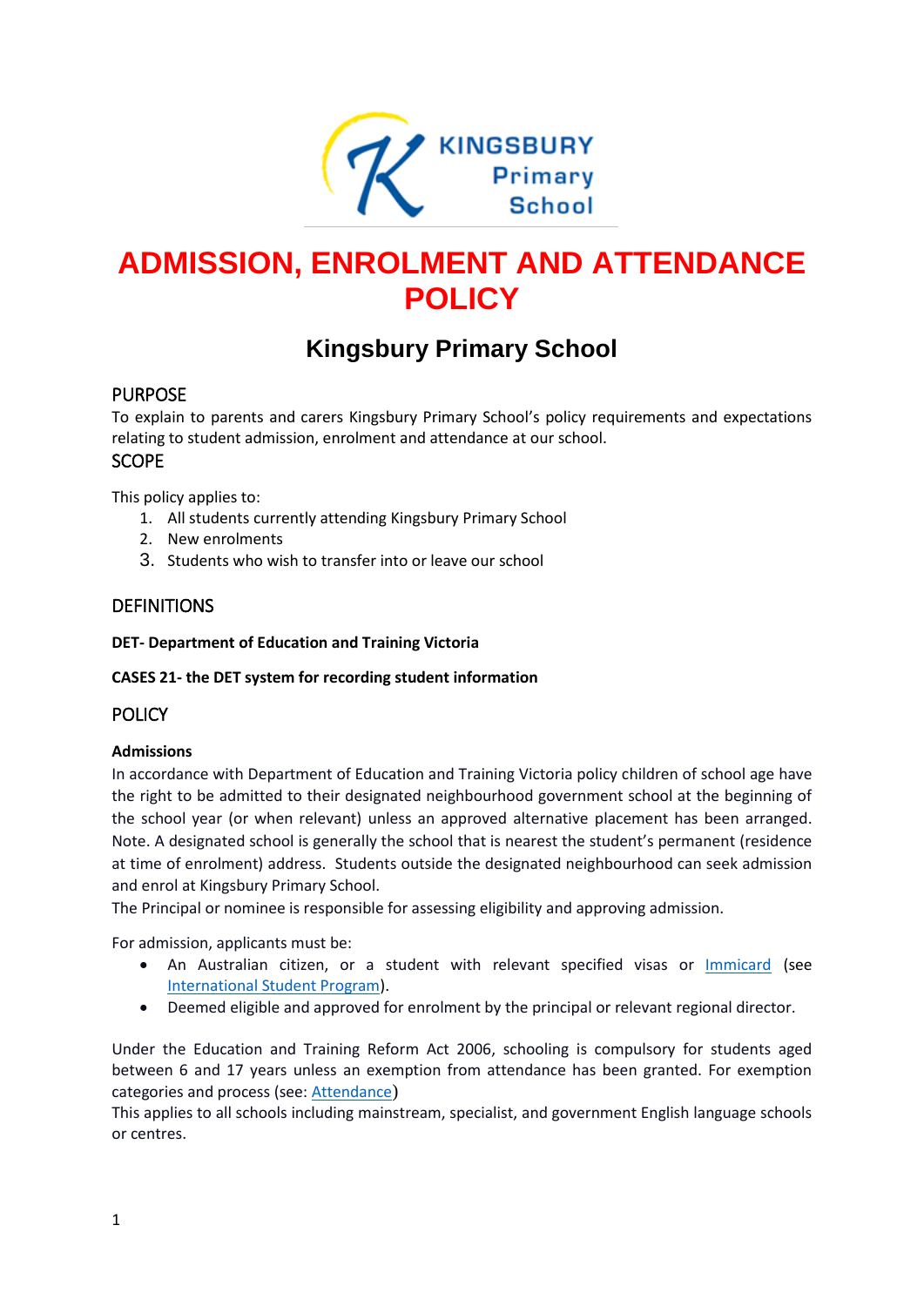# ADMISSION, ENROLMENT AND ATTENDANCE POLICY

## Kingsbury Primary School

### PURPOSE

To explain to parents and carers Kingsbury Primary School's policy requirements and expectations relating to student admission, enrolment and attendance at our school.

### SCOPE

This policy applies to:

1. All students currently attending Kingsbury Primary School
2. New enrolments
3. Students who wish to transfer into or leave our school

### DEFINITIONS

**DET- Department of Education and Training Victoria**

**CASES 21- the DET system for recording student information**

### POLICY

**Admissions**

In accordance with Department of Education and Training Victoria policy children of school age have the right to be admitted to their designated neighbourhood government school at the beginning of the school year (or when relevant) unless an approved alternative placement has been arranged. Note. A designated school is generally the school that is nearest the student's permanent (residence at time of enrolment) address. Students outside the designated neighbourhood can seek admission and enrol at Kingsbury Primary School.

The Principal or nominee is responsible for assessing eligibility and approving admission.

For admission, applicants must be:

- An Australian citizen, or a student with relevant specified visas or Immicard (see International Student Program).
- Deemed eligible and approved for enrolment by the principal or relevant regional director.

Under the Education and Training Reform Act 2006, schooling is compulsory for students aged between 6 and 17 years unless an exemption from attendance has been granted. For exemption categories and process (see: Attendance)

This applies to all schools including mainstream, specialist, and government English language schools or centres.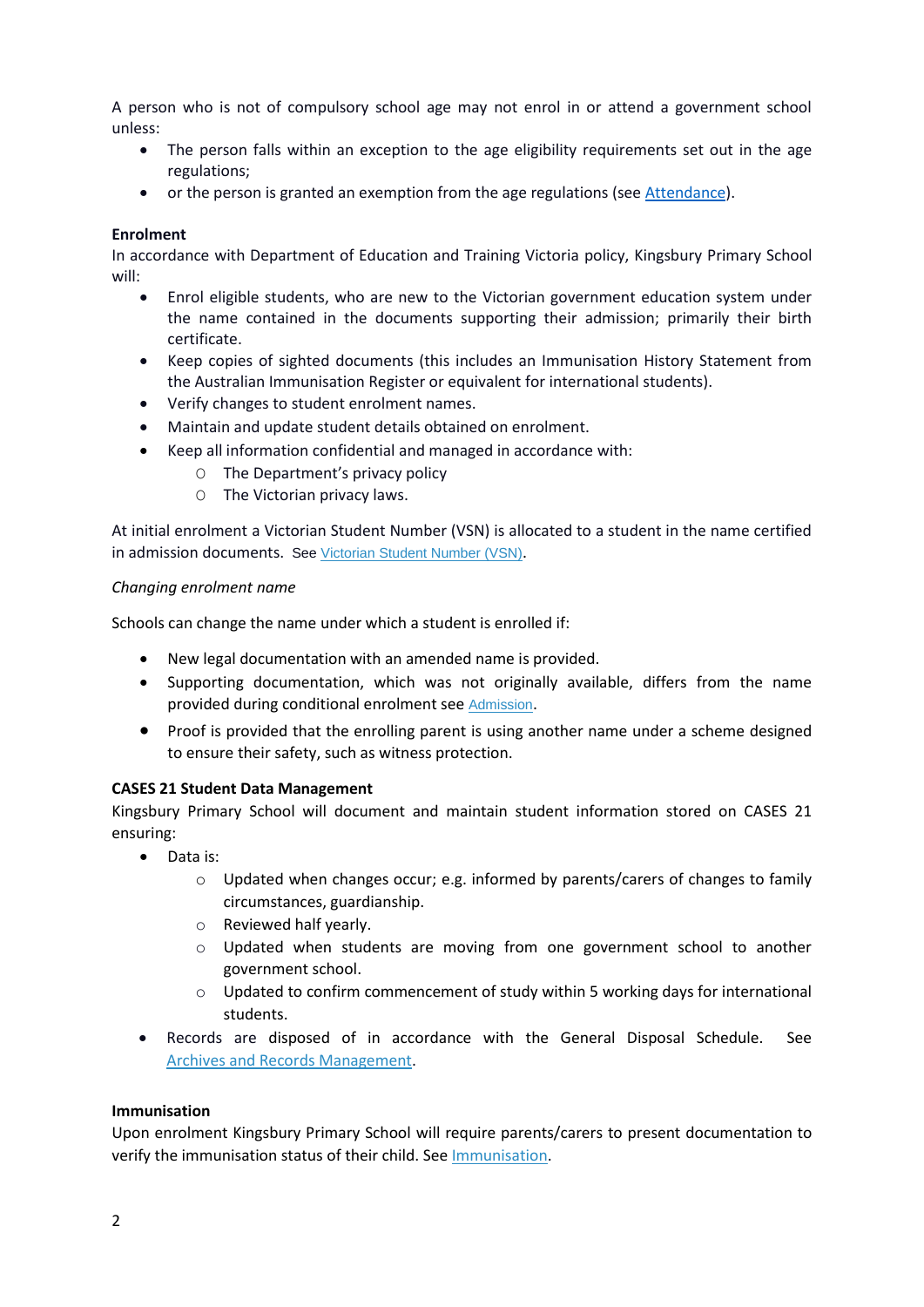A person who is not of compulsory school age may not enrol in or attend a government school unless:

- The person falls within an exception to the age eligibility requirements set out in the age regulations;
- or the person is granted an exemption from the age regulations (see Attendance).

**Enrolment**

In accordance with Department of Education and Training Victoria policy, Kingsbury Primary School will:

- Enrol eligible students, who are new to the Victorian government education system under the name contained in the documents supporting their admission; primarily their birth certificate.
- Keep copies of sighted documents (this includes an Immunisation History Statement from the Australian Immunisation Register or equivalent for international students).
- Verify changes to student enrolment names.
- Maintain and update student details obtained on enrolment.
- Keep all information confidential and managed in accordance with:
    - The Department's privacy policy
    - The Victorian privacy laws.

At initial enrolment a Victorian Student Number (VSN) is allocated to a student in the name certified in admission documents. See Victorian Student Number (VSN).

*Changing enrolment name*

Schools can change the name under which a student is enrolled if:

- New legal documentation with an amended name is provided.
- Supporting documentation, which was not originally available, differs from the name provided during conditional enrolment see Admission.
- Proof is provided that the enrolling parent is using another name under a scheme designed to ensure their safety, such as witness protection.

**CASES 21 Student Data Management**

Kingsbury Primary School will document and maintain student information stored on CASES 21 ensuring:

- Data is:
    - Updated when changes occur; e.g. informed by parents/carers of changes to family circumstances, guardianship.
    - Reviewed half yearly.
    - Updated when students are moving from one government school to another government school.
    - Updated to confirm commencement of study within 5 working days for international students.
- Records are disposed of in accordance with the General Disposal Schedule. See Archives and Records Management.

**Immunisation**

Upon enrolment Kingsbury Primary School will require parents/carers to present documentation to verify the immunisation status of their child. See Immunisation.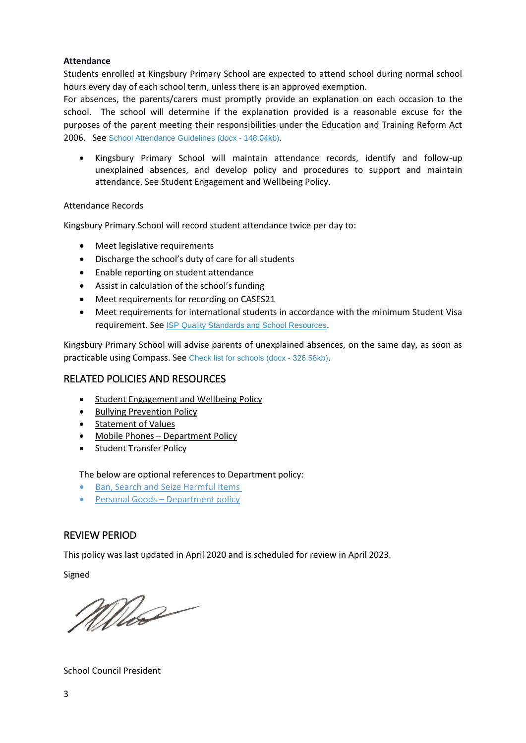**Attendance**

Students enrolled at Kingsbury Primary School are expected to attend school during normal school hours every day of each school term, unless there is an approved exemption.

For absences, the parents/carers must promptly provide an explanation on each occasion to the school. The school will determine if the explanation provided is a reasonable excuse for the purposes of the parent meeting their responsibilities under the Education and Training Reform Act 2006. See School Attendance Guidelines (docx - 148.04kb).

- Kingsbury Primary School will maintain attendance records, identify and follow-up unexplained absences, and develop policy and procedures to support and maintain attendance. See Student Engagement and Wellbeing Policy.

Attendance Records

Kingsbury Primary School will record student attendance twice per day to:

- Meet legislative requirements
- Discharge the school's duty of care for all students
- Enable reporting on student attendance
- Assist in calculation of the school's funding
- Meet requirements for recording on CASES21
- Meet requirements for international students in accordance with the minimum Student Visa requirement. See ISP Quality Standards and School Resources.

Kingsbury Primary School will advise parents of unexplained absences, on the same day, as soon as practicable using Compass. See Check list for schools (docx - 326.58kb).

## RELATED POLICIES AND RESOURCES

- Student Engagement and Wellbeing Policy
- Bullying Prevention Policy
- Statement of Values
- Mobile Phones – Department Policy
- Student Transfer Policy

The below are optional references to Department policy:

- Ban, Search and Seize Harmful Items
- Personal Goods – Department policy

## REVIEW PERIOD

This policy was last updated in April 2020 and is scheduled for review in April 2023.

Signed

School Council President